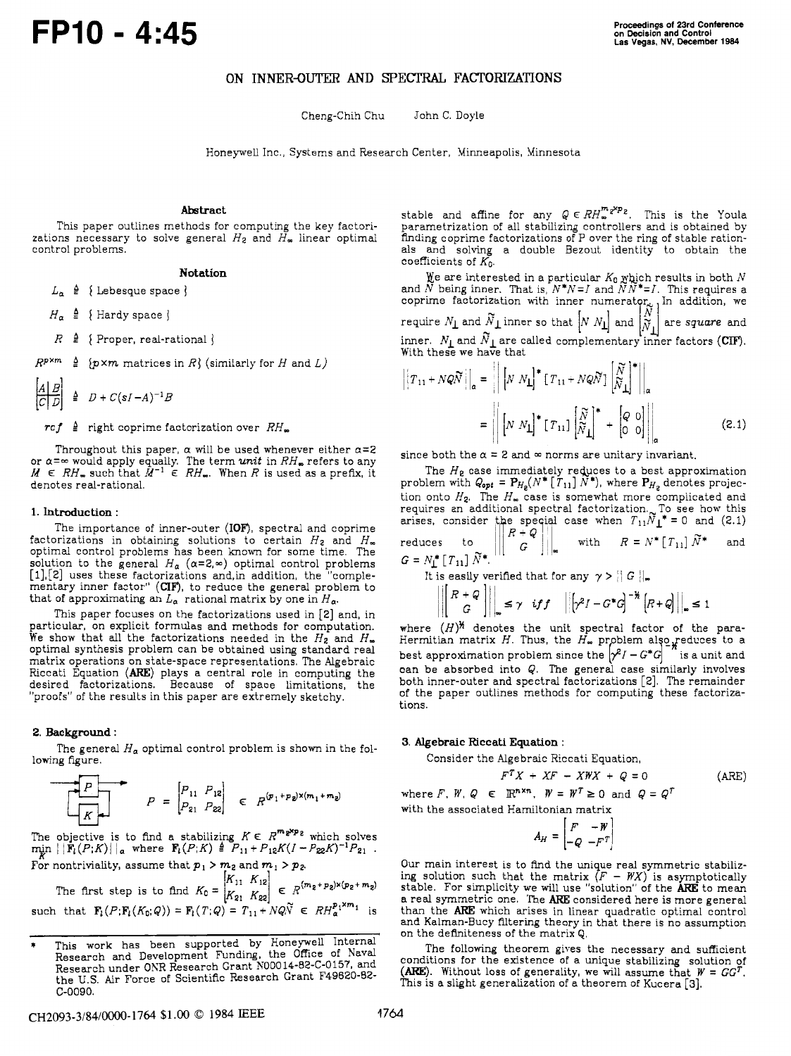# ON INNER-OUTER AND SPECTRAL FACTORIZATIONS

Cheng-Chih Chu John C. Doyle

Honeywell Inc., Systems and Research Center, Minneapolis, Minnesota

### Abstract

This paper outlines methods for computing the key factorizations necessary to solve general $H_2$ and $H_\infty$ linear optimal control problems.

### Notation

$L_\alpha \triangleq$ { Lebesque space }

$H_\alpha \triangleq$ { Hardy space }

$R \triangleq$ { Proper, real-rational }

$R^{p \times m} \triangleq$ {$p \times m$ matrices in $R$} (similarly for $H$ and $L$)

$\left[\begin{array}{c|c} A & B \\ \hline C & D \end{array}\right] \triangleq D + C(sI - A)^{-1}B$

$rcf \triangleq$ right coprime factorization over $RH_\infty$

Throughout this paper, $\alpha$ will be used whenever either $\alpha$=2 or $\alpha$=$\infty$ would apply equally. The term *unit* in $RH_\infty$ refers to any $M \in RH_\infty$ such that $M^{-1} \in RH_\infty$. When $R$ is used as a prefix, it denotes real-rational.

## 1. Introduction :

The importance of inner-outer (**IOF**), spectral and coprime factorizations in obtaining solutions to certain $H_2$ and $H_\infty$ optimal control problems has been known for some time. The solution to the general $H_\alpha$ ($\alpha$=2,$\infty$) optimal control problems [1],[2] uses these factorizations and, in addition, the "complementary inner factor" (**CIF**), to reduce the general problem to that of approximating an $L_\alpha$ rational matrix by one in $H_\alpha$.

This paper focuses on the factorizations used in [2] and, in particular, on explicit formulas and methods for computation. We show that all the factorizations needed in the $H_2$ and $H_\infty$ optimal synthesis problem can be obtained using standard real matrix operations on state-space representations. The Algebraic Riccati Equation (**ARE**) plays a central role in computing the desired factorizations. Because of space limitations, the "proofs" of the results in this paper are extremely sketchy.

## 2. Background :

The general $H_\alpha$ optimal control problem is shown in the following figure.

$$P = \begin{bmatrix} P_{11} & P_{12} \\ P_{21} & P_{22} \end{bmatrix} \in R^{(p_1+p_2)\times(m_1+m_2)}$$

The objective is to find a stabilizing $K \in R^{m_2 \times p_2}$ which solves $\min_K \| \mathbf{F}_l(P;K) \|_\alpha$ where $\mathbf{F}_l(P;K) \triangleq P_{11} + P_{12}K(I - P_{22}K)^{-1}P_{21}$. For nontriviality, assume that $p_1 > m_2$ and $m_1 > p_2$.

The first step is to find $K_0 = \begin{bmatrix} K_{11} & K_{12} \\ K_{21} & K_{22} \end{bmatrix} \in R^{(m_2+p_2)\times(p_2+m_2)}$ such that $\mathbf{F}_l(P;\mathbf{F}_l(K_0;Q)) = \mathbf{F}_l(T;Q) = T_{11} + NQ\tilde{N} \in RH_\alpha^{p_1 \times m_1}$ is stable and affine for any $Q \in RH_\infty^{m_2 \times p_2}$. This is the Youla parametrization of all stabilizing controllers and is obtained by finding coprime factorizations of P over the ring of stable rationals and solving a double Bezout identity to obtain the coefficients of $K_0$.

We are interested in a particular $K_0$ which results in both $N$ and $\tilde{N}$ being inner. That is, $N^*N = I$ and $\tilde{N}\tilde{N}^* = I$. This requires a coprime factorization with inner numerator. In addition, we require $N_\perp$ and $\tilde{N}_\perp$ inner so that $[N \; N_\perp]$ and $\begin{bmatrix} \tilde{N} \\ \tilde{N}_\perp \end{bmatrix}$ are *square* and inner. $N_\perp$ and $\tilde{N}_\perp$ are called complementary inner factors (**CIF**). With these we have that

$$\| T_{11} + NQ\tilde{N} \|_\alpha = \left\| [N \; N_\perp]^* [T_{11} + NQ\tilde{N}] \begin{bmatrix} \tilde{N} \\ \tilde{N}_\perp \end{bmatrix}^* \right\|_\alpha$$

$$= \left\| [N \; N_\perp]^* [T_{11}] \begin{bmatrix} \tilde{N} \\ \tilde{N}_\perp \end{bmatrix}^* + \begin{bmatrix} Q & 0 \\ 0 & 0 \end{bmatrix} \right\|_\alpha \qquad (2.1)$$

since both the $\alpha$ = 2 and $\infty$ norms are unitary invariant.

The $H_2$ case immediately reduces to a best approximation problem with $Q_{opt} = \mathbf{P}_{H_2}(N^*[T_{11}]\tilde{N}^*)$, where $\mathbf{P}_{H_2}$ denotes projection onto $H_2$. The $H_\infty$ case is somewhat more complicated and requires an additional spectral factorization. To see how this arises, consider the special case when $T_{11}\tilde{N}_\perp^* = 0$ and (2.1) reduces to $\left\| \begin{bmatrix} R + Q \\ G \end{bmatrix} \right\|_\infty$ with $R = N^*[T_{11}]\tilde{N}^*$ and $G = N_\perp^*[T_{11}]\tilde{N}^*$.

It is easily verified that for any $\gamma > \| G \|_\infty$

$$\left\| \begin{bmatrix} R + Q \\ G \end{bmatrix} \right\|_\infty \le \gamma \;\; iff \;\; \left\| [\gamma^2 I - G^*G]^{-1/2} [R + Q] \right\|_\infty \le 1$$

where $(H)^{1/2}$ denotes the unit spectral factor of the para-Hermitian matrix $H$. Thus, the $H_\infty$ problem also reduces to a best approximation problem since the $[\gamma^2 I - G^*G]^{-1/2}$ is a unit and can be absorbed into $Q$. The general case similarly involves both inner-outer and spectral factorizations [2]. The remainder of the paper outlines methods for computing these factorizations.

## 3. Algebraic Riccati Equation :

Consider the Algebraic Riccati Equation,

$$F^T X + XF - XWX + Q = 0 \qquad \textbf{(ARE)}$$

where $F, W, Q \in \mathbb{R}^{n \times n}$, $W = W^T \ge 0$ and $Q = Q^T$ with the associated Hamiltonian matrix

$$A_H = \begin{bmatrix} F & -W \\ -Q & -F^T \end{bmatrix}$$

Our main interest is to find the unique real symmetric stabilizing solution such that the matrix $(F - WX)$ is asymptotically stable. For simplicity we will use "solution" of the **ARE** to mean a real symmetric one. The **ARE** considered here is more general than the **ARE** which arises in linear quadratic optimal control and Kalman-Bucy filtering theory in that there is no assumption on the definiteness of the matrix $Q$.

The following theorem gives the necessary and sufficient conditions for the existence of a unique stabilizing solution of (**ARE**). Without loss of generality, we will assume that $W = GG^T$. This is a slight generalization of a theorem of Kucera [3].

---

\* This work has been supported by Honeywell Internal Research and Development Funding, the Office of Naval Research under ONR Research Grant N00014-82-C-0157, and the U.S. Air Force of Scientific Research Grant F49620-82-C-0090.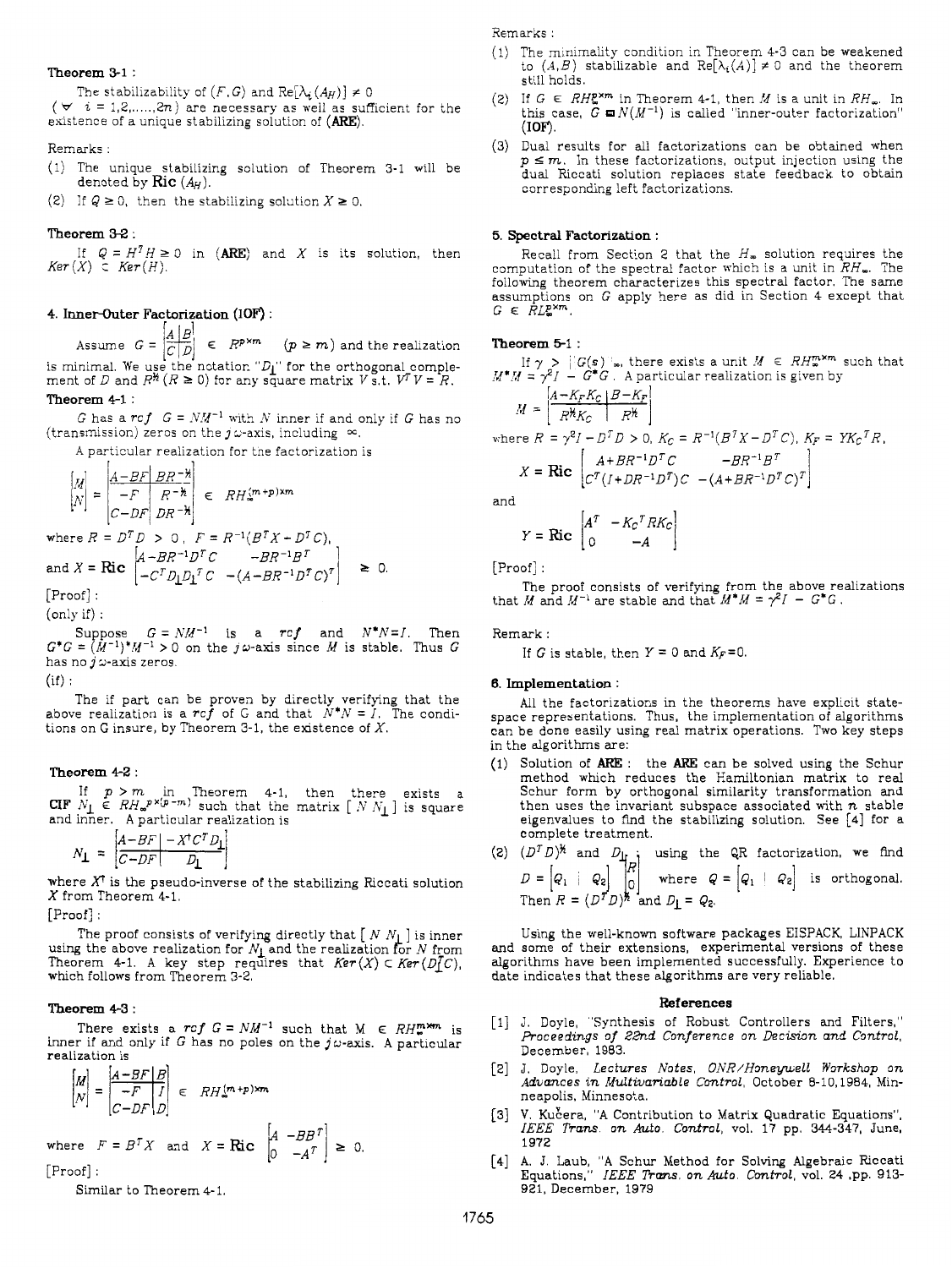**Theorem 3-1 :**

The stabilizability of $(F,G)$ and $\text{Re}[\lambda_i(A_H)] \neq 0$ ($\forall\ i = 1,2,\ldots,2n$) are necessary as well as sufficient for the existence of a unique stabilizing solution of **(ARE)**.

Remarks :

(1) The unique stabilizing solution of Theorem 3-1 will be denoted by $\text{Ric}\,(A_H)$.

(2) If $Q \geq 0$, then the stabilizing solution $X \geq 0$.

**Theorem 3-2 :**

If $Q = H^T H \geq 0$ in **(ARE)** and $X$ is its solution, then $Ker(X) \subset Ker(H)$.

## 4. Inner-Outer Factorization (IOF) :

Assume $G = \left[\begin{array}{c|c} A & B \\ \hline C & D \end{array}\right] \in R^{p \times m}$ $(p \geq m)$ and the realization is minimal. We use the notation "$D_\perp$" for the orthogonal complement of $D$ and $R^{1/2}$ $(R \geq 0)$ for any square matrix $V$ s.t. $V^T V = R$.

**Theorem 4-1 :**

$G$ has a *rcf* $G = NM^{-1}$ with $N$ inner if and only if $G$ has no (transmission) zeros on the $j\omega$-axis, including $\infty$.

A particular realization for the factorization is

$$\begin{bmatrix} M \\ N \end{bmatrix} = \left[\begin{array}{c|c} A-BF & BR^{-1/2} \\ \hline -F & R^{-1/2} \\ C-DF & DR^{-1/2} \end{array}\right] \in RH_\infty^{(m+p)\times m}$$

where $R = D^T D > 0$, $F = R^{-1}(B^T X - D^T C)$,

and $X = \text{Ric}\begin{bmatrix} A-BR^{-1}D^T C & -BR^{-1}B^T \\ -C^T D_\perp D_\perp^T C & -(A-BR^{-1}D^T C)^T \end{bmatrix} \geq 0.$

[Proof] :

(only if) :

Suppose $G = NM^{-1}$ is a *rcf* and $N^*N = I$. Then $G^*G = (M^{-1})^* M^{-1} > 0$ on the $j\omega$-axis since $M$ is stable. Thus $G$ has no $j\omega$-axis zeros.

(if) :

The if part can be proven by directly verifying that the above realization is a *rcf* of G and that $N^*N = I$. The conditions on G insure, by Theorem 3-1, the existence of $X$.

**Theorem 4-2 :**

If $p > m$ in Theorem 4-1, then there exists a **CIF** $N_\perp \in RH_\infty^{p\times(p-m)}$ such that the matrix $[\,N\ N_\perp\,]$ is square and inner. A particular realization is

$$N_\perp = \left[\begin{array}{c|c} A-BF & -X^\dagger C^T D_\perp \\ \hline C-DF & D_\perp \end{array}\right]$$

where $X^\dagger$ is the pseudo-inverse of the stabilizing Riccati solution $X$ from Theorem 4-1.

[Proof] :

The proof consists of verifying directly that $[\,N\ N_\perp\,]$ is inner using the above realization for $N_\perp$ and the realization for $N$ from Theorem 4-1. A key step requires that $Ker(X) \subset Ker(D_\perp^T C)$, which follows from Theorem 3-2.

**Theorem 4-3 :**

There exists a *rcf* $G = NM^{-1}$ such that $M \in RH_\infty^{m\times m}$ is inner if and only if $G$ has no poles on the $j\omega$-axis. A particular realization is

$$\begin{bmatrix} M \\ N \end{bmatrix} = \left[\begin{array}{c|c} A-BF & B \\ \hline -F & I \\ C-DF & D \end{array}\right] \in RH_\infty^{(m+p)\times m}$$

where $F = B^T X$ and $X = \text{Ric}\begin{bmatrix} A & -BB^T \\ 0 & -A^T \end{bmatrix} \geq 0.$

[Proof] :

Similar to Theorem 4-1.

Remarks :

(1) The minimality condition in Theorem 4-3 can be weakened to $(A,B)$ stabilizable and $\text{Re}[\lambda_i(A)] \neq 0$ and the theorem still holds.

(2) If $G \in RH_\infty^{p\times m}$ in Theorem 4-1, then $M$ is a unit in $RH_\infty$. In this case, $G = N(M^{-1})$ is called "inner-outer factorization" (IOF).

(3) Dual results for all factorizations can be obtained when $p \leq m$. In these factorizations, output injection using the dual Riccati solution replaces state feedback to obtain corresponding left factorizations.

## 5. Spectral Factorization :

Recall from Section 2 that the $H_\infty$ solution requires the computation of the spectral factor which is a unit in $RH_\infty$. The following theorem characterizes this spectral factor. The same assumptions on $G$ apply here as did in Section 4 except that $G \in RL_\infty^{p\times m}$.

**Theorem 5-1 :**

If $\gamma > \|G(s)\|_\infty$, there exists a unit $M \in RH_\infty^{m\times m}$ such that $M^*M = \gamma^2 I - G^*G$. A particular realization is given by

$$M = \left[\begin{array}{c|c} A-K_F K_C & B-K_F \\ \hline R^{1/2}K_C & R^{1/2} \end{array}\right]$$

where $R = \gamma^2 I - D^T D > 0$, $K_C = R^{-1}(B^T X - D^T C)$, $K_F = Y K_C^T R$,

$$X = \text{Ric}\begin{bmatrix} A+BR^{-1}D^T C & -BR^{-1}B^T \\ C^T(I+DR^{-1}D^T)C & -(A+BR^{-1}D^T C)^T \end{bmatrix}$$

and

$$Y = \text{Ric}\begin{bmatrix} A^T & -K_C^T R K_C \\ 0 & -A \end{bmatrix}$$

[Proof] :

The proof consists of verifying from the above realizations that $M$ and $M^{-1}$ are stable and that $M^*M = \gamma^2 I - G^*G$.

Remark :

If $G$ is stable, then $Y = 0$ and $K_F = 0$.

## 6. Implementation :

All the factorizations in the theorems have explicit state-space representations. Thus, the implementation of algorithms can be done easily using real matrix operations. Two key steps in the algorithms are:

(1) Solution of **ARE** : the **ARE** can be solved using the Schur method which reduces the Hamiltonian matrix to real Schur form by orthogonal similarity transformation and then uses the invariant subspace associated with $n$ stable eigenvalues to find the stabilizing solution. See [4] for a complete treatment.

(2) $(D^T D)^{1/2}$ and $D_\perp$ : using the QR factorization, we find $D = [\,Q_1 \mid Q_2\,]\begin{bmatrix} R \\ 0 \end{bmatrix}$ where $Q = [\,Q_1 \mid Q_2\,]$ is orthogonal. Then $R = (D^T D)^{1/2}$ and $D_\perp = Q_2$.

Using the well-known software packages EISPACK, LINPACK and some of their extensions, experimental versions of these algorithms have been implemented successfully. Experience to date indicates that these algorithms are very reliable.

## References

[1] J. Doyle, "Synthesis of Robust Controllers and Filters," *Proceedings of 22nd Conference on Decision and Control*, December, 1983.

[2] J. Doyle, *Lectures Notes, ONR/Honeywell Workshop on Advances in Multivariable Control*, October 8-10,1984, Minneapolis, Minnesota.

[3] V. Kučera, "A Contribution to Matrix Quadratic Equations", *IEEE Trans. on Auto. Control*, vol. 17 pp. 344-347, June, 1972

[4] A. J. Laub, "A Schur Method for Solving Algebraic Riccati Equations," *IEEE Trans. on Auto. Control*, vol. 24 ,pp. 913-921, December, 1979